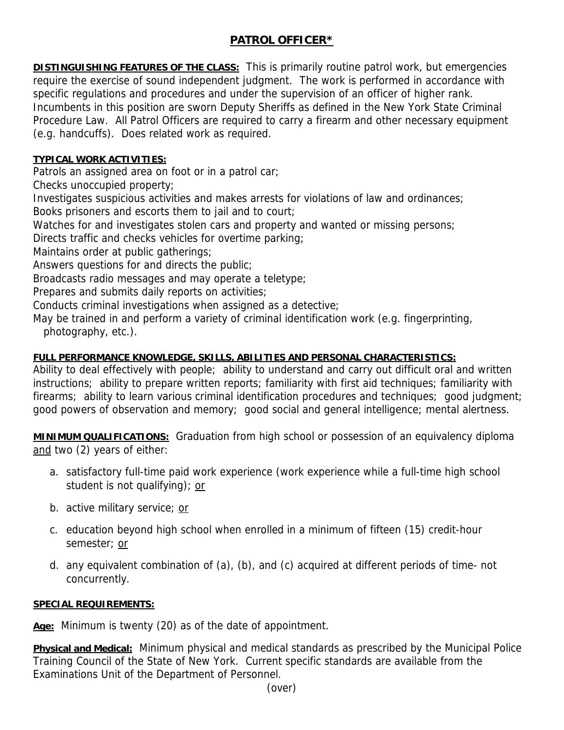# PATROL OFFICER*

**DISTINGUISHING FEATURES OF THE CLASS:** This is primarily routine patrol work, but emergencies require the exercise of sound independent judgment. The work is performed in accordance with specific regulations and procedures and under the supervision of an officer of higher rank. Incumbents in this position are sworn Deputy Sheriffs as defined in the New York State Criminal Procedure Law. All Patrol Officers are required to carry a firearm and other necessary equipment (e.g. handcuffs). Does related work as required.

**TYPICAL WORK ACTIVITIES:**

Patrols an assigned area on foot or in a patrol car;
Checks unoccupied property;
Investigates suspicious activities and makes arrests for violations of law and ordinances;
Books prisoners and escorts them to jail and to court;
Watches for and investigates stolen cars and property and wanted or missing persons;
Directs traffic and checks vehicles for overtime parking;
Maintains order at public gatherings;
Answers questions for and directs the public;
Broadcasts radio messages and may operate a teletype;
Prepares and submits daily reports on activities;
Conducts criminal investigations when assigned as a detective;
May be trained in and perform a variety of criminal identification work (e.g. fingerprinting, photography, etc.).

**FULL PERFORMANCE KNOWLEDGE, SKILLS, ABILITIES AND PERSONAL CHARACTERISTICS:**
Ability to deal effectively with people; ability to understand and carry out difficult oral and written instructions; ability to prepare written reports; familiarity with first aid techniques; familiarity with firearms; ability to learn various criminal identification procedures and techniques; good judgment; good powers of observation and memory; good social and general intelligence; mental alertness.

**MINIMUM QUALIFICATIONS:** Graduation from high school or possession of an equivalency diploma and two (2) years of either:

a. satisfactory full-time paid work experience (work experience while a full-time high school student is not qualifying); or

b. active military service; or

c. education beyond high school when enrolled in a minimum of fifteen (15) credit-hour semester; or

d. any equivalent combination of (a), (b), and (c) acquired at different periods of time- not concurrently.

**SPECIAL REQUIREMENTS:**

**Age:** Minimum is twenty (20) as of the date of appointment.

**Physical and Medical:** Minimum physical and medical standards as prescribed by the Municipal Police Training Council of the State of New York. Current specific standards are available from the Examinations Unit of the Department of Personnel.

(over)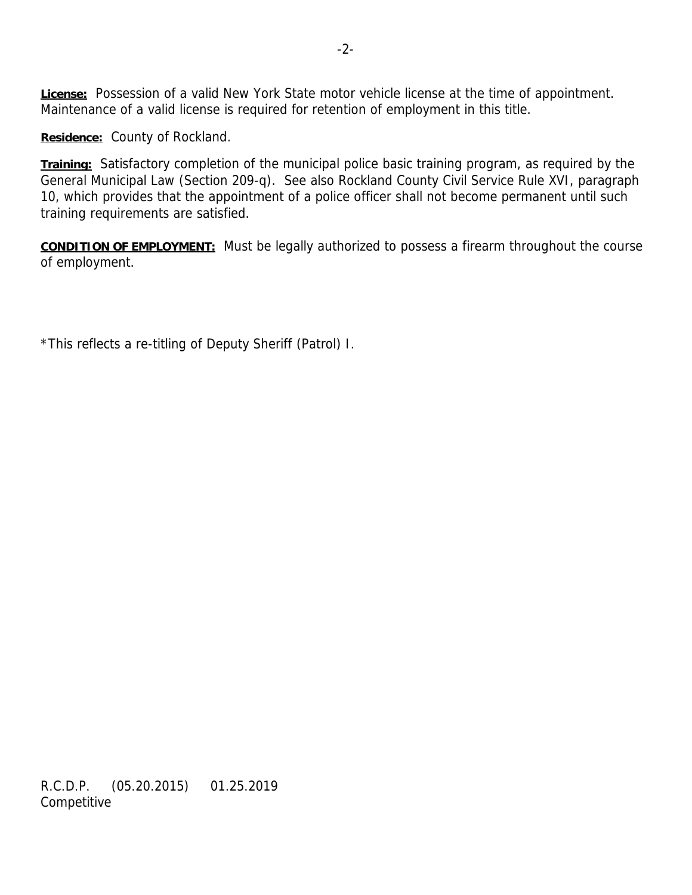**License:** Possession of a valid New York State motor vehicle license at the time of appointment. Maintenance of a valid license is required for retention of employment in this title.

**Residence:** County of Rockland.

**Training:** Satisfactory completion of the municipal police basic training program, as required by the General Municipal Law (Section 209-q). See also Rockland County Civil Service Rule XVI, paragraph 10, which provides that the appointment of a police officer shall not become permanent until such training requirements are satisfied.

**CONDITION OF EMPLOYMENT:** Must be legally authorized to possess a firearm throughout the course of employment.

*This reflects a re-titling of Deputy Sheriff (Patrol) I.

R.C.D.P. (05.20.2015) 01.25.2019
Competitive